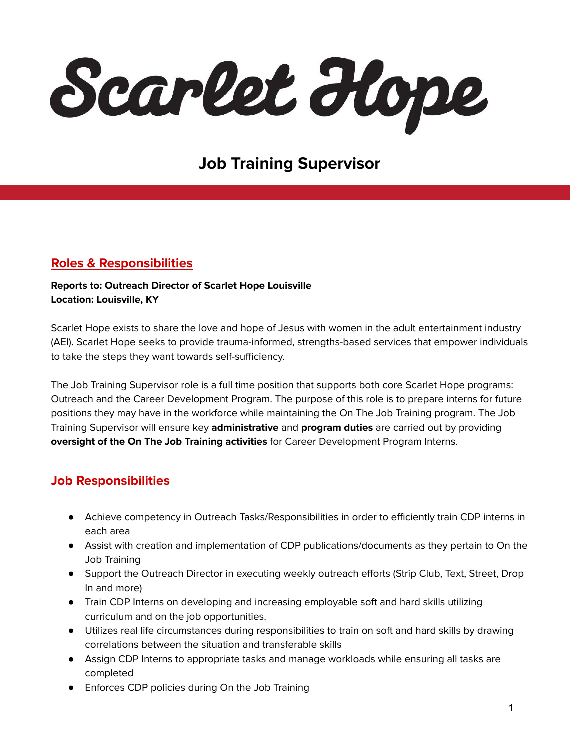# Scarlet Hope

## Job Training Supervisor

## Roles & Responsibilities

**Reports to: Outreach Director of Scarlet Hope Louisville**
**Location: Louisville, KY**

Scarlet Hope exists to share the love and hope of Jesus with women in the adult entertainment industry (AEI). Scarlet Hope seeks to provide trauma-informed, strengths-based services that empower individuals to take the steps they want towards self-sufficiency.

The Job Training Supervisor role is a full time position that supports both core Scarlet Hope programs: Outreach and the Career Development Program. The purpose of this role is to prepare interns for future positions they may have in the workforce while maintaining the On The Job Training program. The Job Training Supervisor will ensure key **administrative** and **program duties** are carried out by providing **oversight of the On The Job Training activities** for Career Development Program Interns.

## Job Responsibilities

- Achieve competency in Outreach Tasks/Responsibilities in order to efficiently train CDP interns in each area
- Assist with creation and implementation of CDP publications/documents as they pertain to On the Job Training
- Support the Outreach Director in executing weekly outreach efforts (Strip Club, Text, Street, Drop In and more)
- Train CDP Interns on developing and increasing employable soft and hard skills utilizing curriculum and on the job opportunities.
- Utilizes real life circumstances during responsibilities to train on soft and hard skills by drawing correlations between the situation and transferable skills
- Assign CDP Interns to appropriate tasks and manage workloads while ensuring all tasks are completed
- Enforces CDP policies during On the Job Training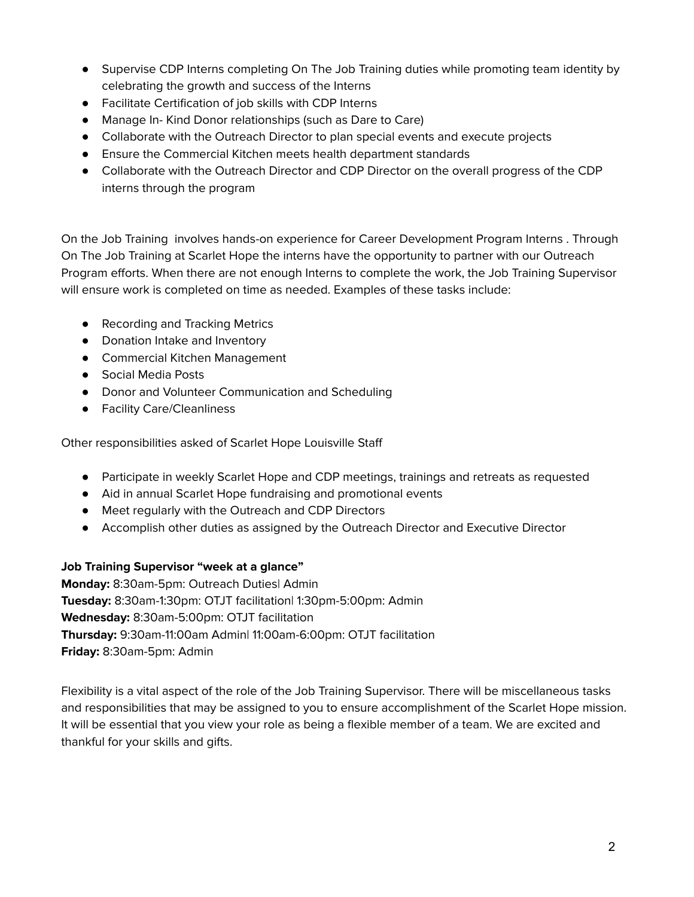- Supervise CDP Interns completing On The Job Training duties while promoting team identity by celebrating the growth and success of the Interns
- Facilitate Certification of job skills with CDP Interns
- Manage In- Kind Donor relationships (such as Dare to Care)
- Collaborate with the Outreach Director to plan special events and execute projects
- Ensure the Commercial Kitchen meets health department standards
- Collaborate with the Outreach Director and CDP Director on the overall progress of the CDP interns through the program

On the Job Training involves hands-on experience for Career Development Program Interns . Through On The Job Training at Scarlet Hope the interns have the opportunity to partner with our Outreach Program efforts. When there are not enough Interns to complete the work, the Job Training Supervisor will ensure work is completed on time as needed. Examples of these tasks include:

- Recording and Tracking Metrics
- Donation Intake and Inventory
- Commercial Kitchen Management
- Social Media Posts
- Donor and Volunteer Communication and Scheduling
- Facility Care/Cleanliness

Other responsibilities asked of Scarlet Hope Louisville Staff

- Participate in weekly Scarlet Hope and CDP meetings, trainings and retreats as requested
- Aid in annual Scarlet Hope fundraising and promotional events
- Meet regularly with the Outreach and CDP Directors
- Accomplish other duties as assigned by the Outreach Director and Executive Director

**Job Training Supervisor "week at a glance"**
**Monday:** 8:30am-5pm: Outreach Duties| Admin
**Tuesday:** 8:30am-1:30pm: OTJT facilitation| 1:30pm-5:00pm: Admin
**Wednesday:** 8:30am-5:00pm: OTJT facilitation
**Thursday:** 9:30am-11:00am Admin| 11:00am-6:00pm: OTJT facilitation
**Friday:** 8:30am-5pm: Admin

Flexibility is a vital aspect of the role of the Job Training Supervisor. There will be miscellaneous tasks and responsibilities that may be assigned to you to ensure accomplishment of the Scarlet Hope mission. It will be essential that you view your role as being a flexible member of a team. We are excited and thankful for your skills and gifts.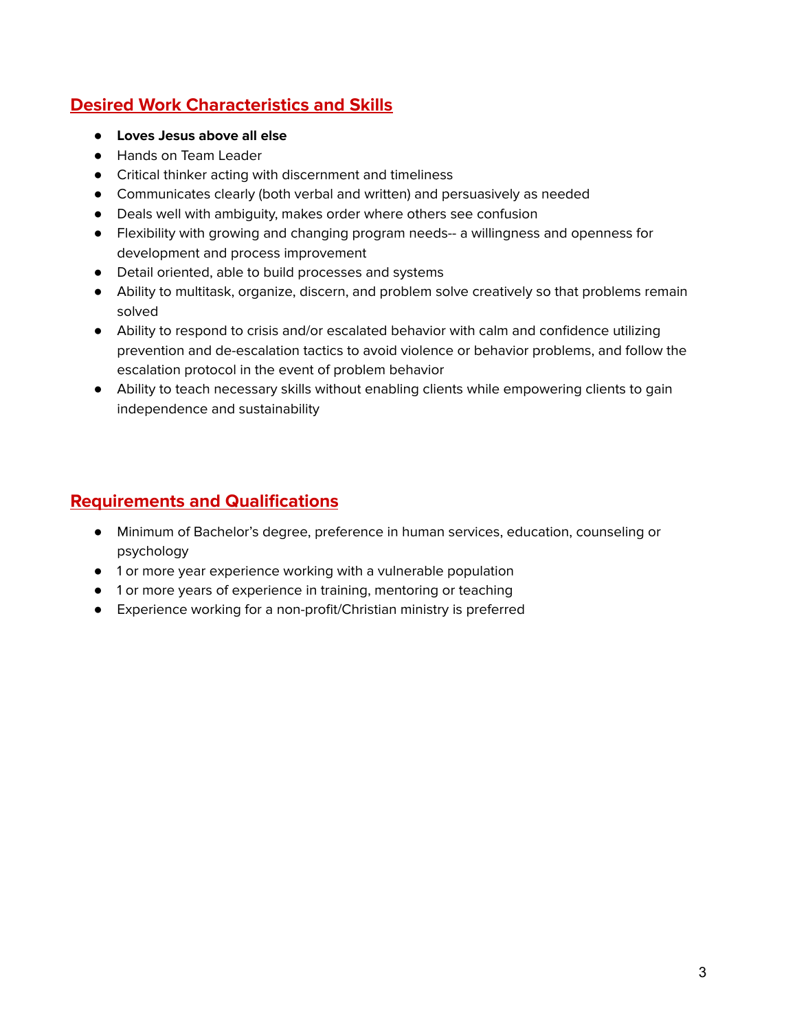## Desired Work Characteristics and Skills

- **Loves Jesus above all else**
- Hands on Team Leader
- Critical thinker acting with discernment and timeliness
- Communicates clearly (both verbal and written) and persuasively as needed
- Deals well with ambiguity, makes order where others see confusion
- Flexibility with growing and changing program needs-- a willingness and openness for development and process improvement
- Detail oriented, able to build processes and systems
- Ability to multitask, organize, discern, and problem solve creatively so that problems remain solved
- Ability to respond to crisis and/or escalated behavior with calm and confidence utilizing prevention and de-escalation tactics to avoid violence or behavior problems, and follow the escalation protocol in the event of problem behavior
- Ability to teach necessary skills without enabling clients while empowering clients to gain independence and sustainability

## Requirements and Qualifications

- Minimum of Bachelor's degree, preference in human services, education, counseling or psychology
- 1 or more year experience working with a vulnerable population
- 1 or more years of experience in training, mentoring or teaching
- Experience working for a non-profit/Christian ministry is preferred